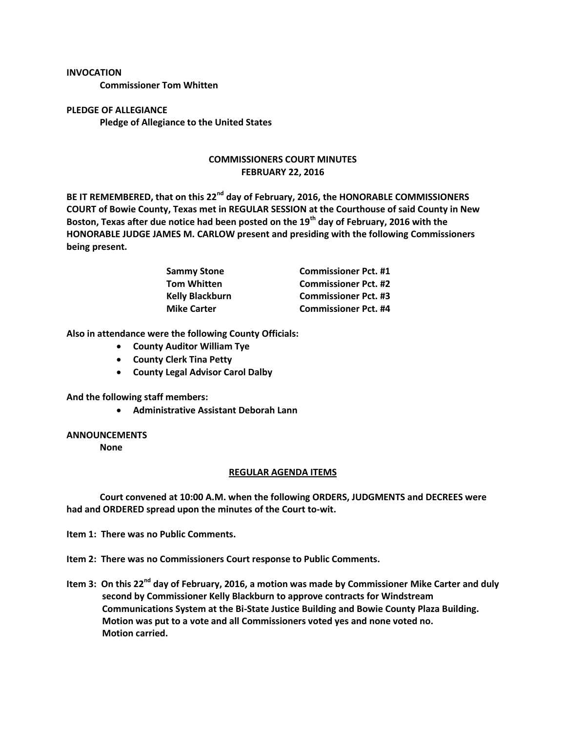**INVOCATION**

**Commissioner Tom Whitten**

**PLEDGE OF ALLEGIANCE**

**Pledge of Allegiance to the United States**

## COMMISSIONERS COURT MINUTES
## FEBRUARY 22, 2016

**BE IT REMEMBERED, that on this 22nd day of February, 2016, the HONORABLE COMMISSIONERS COURT of Bowie County, Texas met in REGULAR SESSION at the Courthouse of said County in New Boston, Texas after due notice had been posted on the 19th day of February, 2016 with the HONORABLE JUDGE JAMES M. CARLOW present and presiding with the following Commissioners being present.**

| | |
|---|---|
| **Sammy Stone** | **Commissioner Pct. #1** |
| **Tom Whitten** | **Commissioner Pct. #2** |
| **Kelly Blackburn** | **Commissioner Pct. #3** |
| **Mike Carter** | **Commissioner Pct. #4** |

**Also in attendance were the following County Officials:**

- **County Auditor William Tye**
- **County Clerk Tina Petty**
- **County Legal Advisor Carol Dalby**

**And the following staff members:**

- **Administrative Assistant Deborah Lann**

**ANNOUNCEMENTS**

**None**

## REGULAR AGENDA ITEMS

**Court convened at 10:00 A.M. when the following ORDERS, JUDGMENTS and DECREES were had and ORDERED spread upon the minutes of the Court to-wit.**

**Item 1: There was no Public Comments.**

**Item 2: There was no Commissioners Court response to Public Comments.**

**Item 3: On this 22nd day of February, 2016, a motion was made by Commissioner Mike Carter and duly second by Commissioner Kelly Blackburn to approve contracts for Windstream Communications System at the Bi-State Justice Building and Bowie County Plaza Building. Motion was put to a vote and all Commissioners voted yes and none voted no. Motion carried.**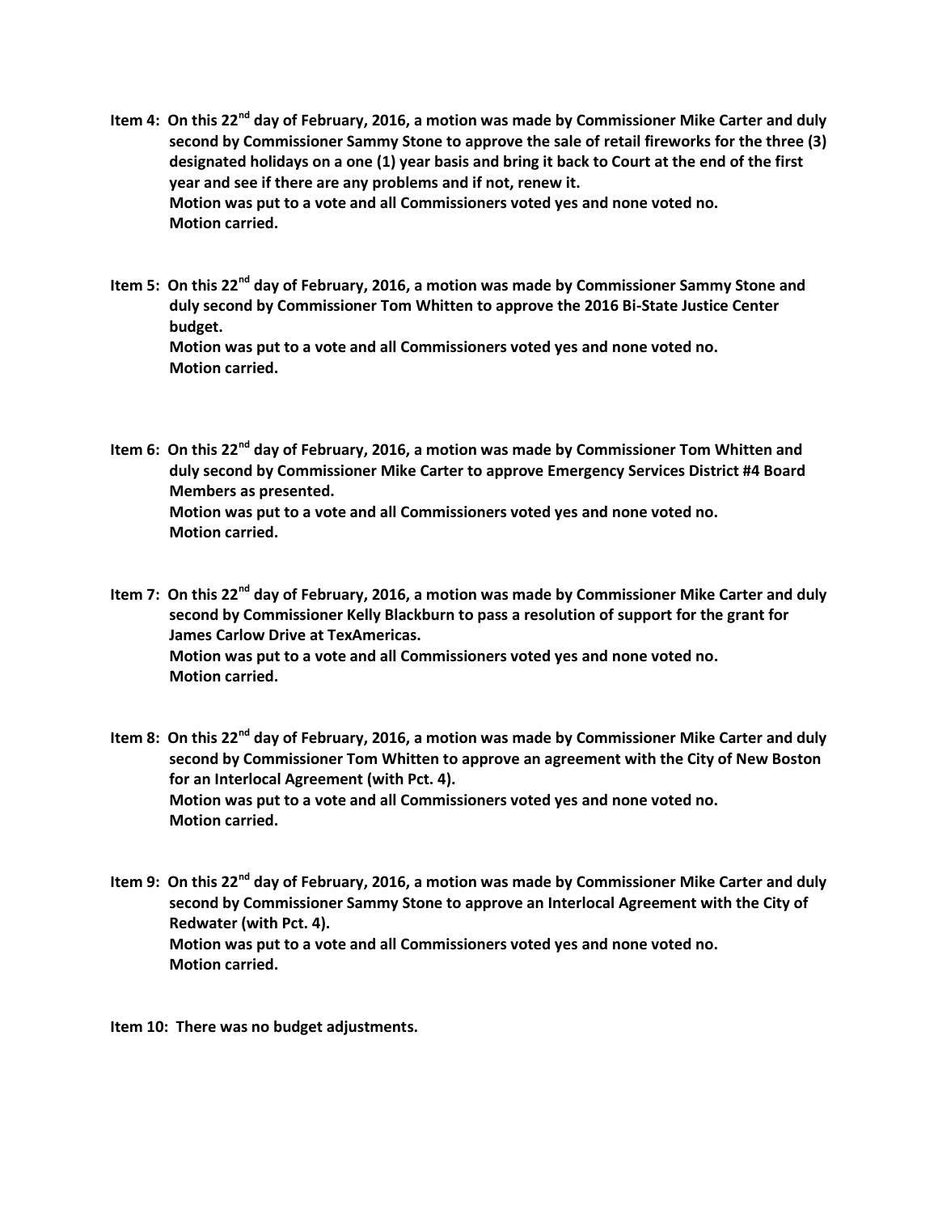**Item 4: On this 22nd day of February, 2016, a motion was made by Commissioner Mike Carter and duly second by Commissioner Sammy Stone to approve the sale of retail fireworks for the three (3) designated holidays on a one (1) year basis and bring it back to Court at the end of the first year and see if there are any problems and if not, renew it.**
**Motion was put to a vote and all Commissioners voted yes and none voted no.**
**Motion carried.**

**Item 5: On this 22nd day of February, 2016, a motion was made by Commissioner Sammy Stone and duly second by Commissioner Tom Whitten to approve the 2016 Bi-State Justice Center budget.**
**Motion was put to a vote and all Commissioners voted yes and none voted no.**
**Motion carried.**

**Item 6: On this 22nd day of February, 2016, a motion was made by Commissioner Tom Whitten and duly second by Commissioner Mike Carter to approve Emergency Services District #4 Board Members as presented.**
**Motion was put to a vote and all Commissioners voted yes and none voted no.**
**Motion carried.**

**Item 7: On this 22nd day of February, 2016, a motion was made by Commissioner Mike Carter and duly second by Commissioner Kelly Blackburn to pass a resolution of support for the grant for James Carlow Drive at TexAmericas.**
**Motion was put to a vote and all Commissioners voted yes and none voted no.**
**Motion carried.**

**Item 8: On this 22nd day of February, 2016, a motion was made by Commissioner Mike Carter and duly second by Commissioner Tom Whitten to approve an agreement with the City of New Boston for an Interlocal Agreement (with Pct. 4).**
**Motion was put to a vote and all Commissioners voted yes and none voted no.**
**Motion carried.**

**Item 9: On this 22nd day of February, 2016, a motion was made by Commissioner Mike Carter and duly second by Commissioner Sammy Stone to approve an Interlocal Agreement with the City of Redwater (with Pct. 4).**
**Motion was put to a vote and all Commissioners voted yes and none voted no.**
**Motion carried.**

**Item 10: There was no budget adjustments.**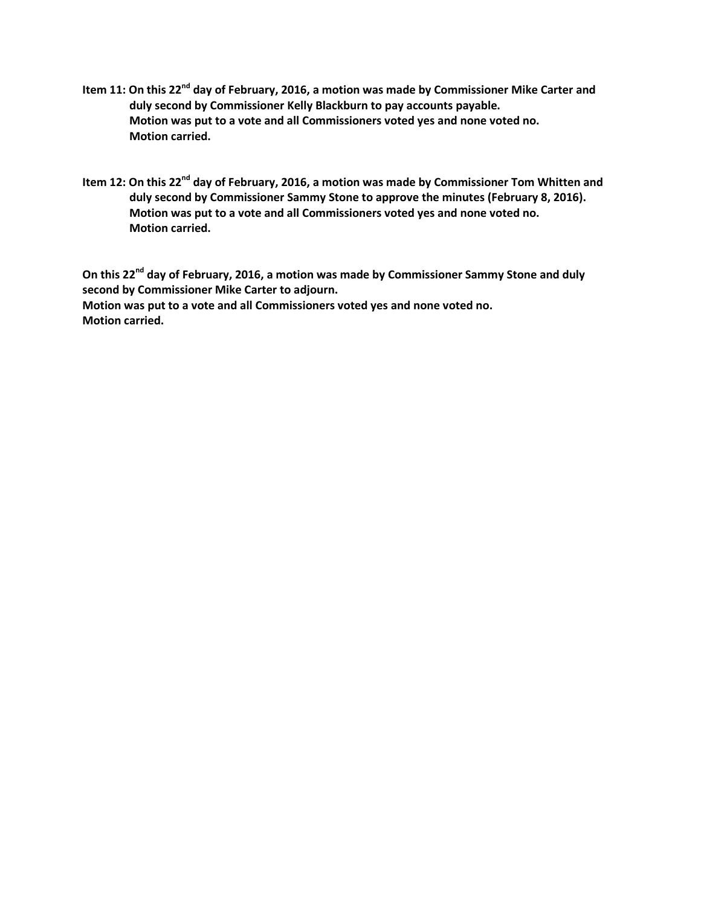**Item 11: On this 22nd day of February, 2016, a motion was made by Commissioner Mike Carter and duly second by Commissioner Kelly Blackburn to pay accounts payable.**
**Motion was put to a vote and all Commissioners voted yes and none voted no.**
**Motion carried.**

**Item 12: On this 22nd day of February, 2016, a motion was made by Commissioner Tom Whitten and duly second by Commissioner Sammy Stone to approve the minutes (February 8, 2016).**
**Motion was put to a vote and all Commissioners voted yes and none voted no.**
**Motion carried.**

**On this 22nd day of February, 2016, a motion was made by Commissioner Sammy Stone and duly second by Commissioner Mike Carter to adjourn.**
**Motion was put to a vote and all Commissioners voted yes and none voted no.**
**Motion carried.**